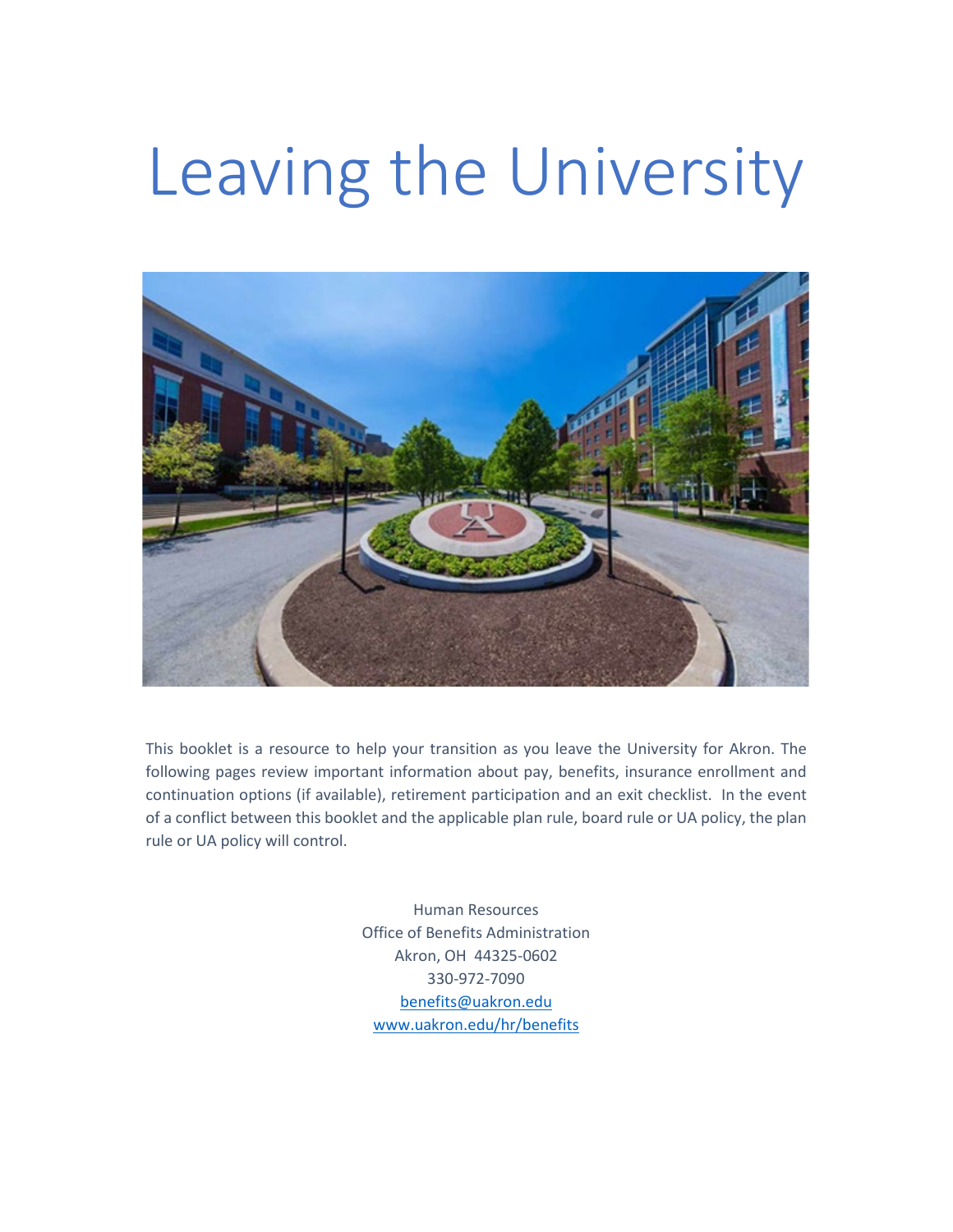# Leaving the University

This booklet is a resource to help your transition as you leave the University for Akron. The following pages review important information about pay, benefits, insurance enrollment and continuation options (if available), retirement participation and an exit checklist. In the event of a conflict between this booklet and the applicable plan rule, board rule or UA policy, the plan rule or UA policy will control.

Human Resources
Office of Benefits Administration
Akron, OH 44325-0602
330-972-7090
benefits@uakron.edu
www.uakron.edu/hr/benefits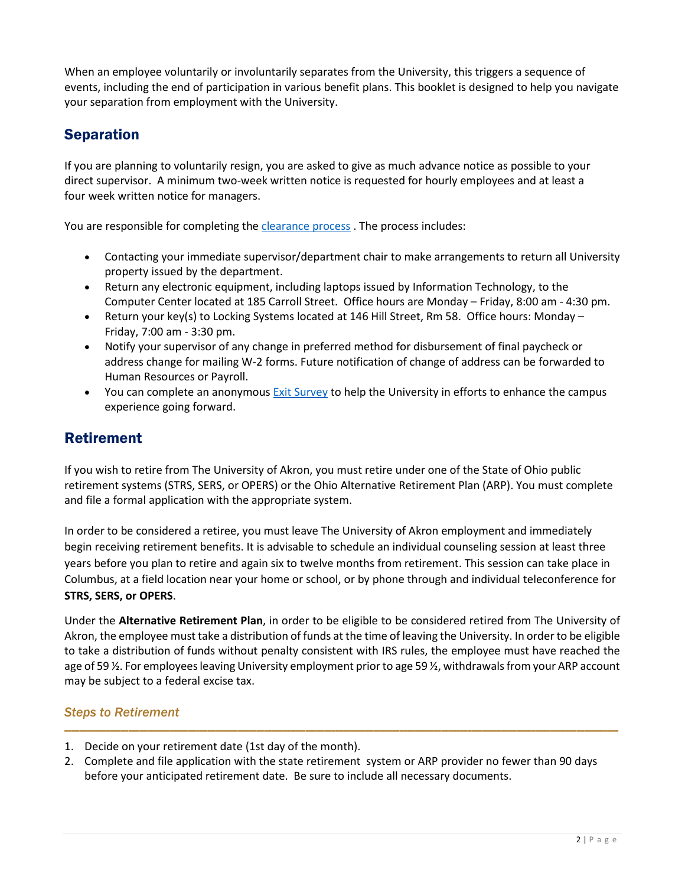When an employee voluntarily or involuntarily separates from the University, this triggers a sequence of events, including the end of participation in various benefit plans. This booklet is designed to help you navigate your separation from employment with the University.

## Separation

If you are planning to voluntarily resign, you are asked to give as much advance notice as possible to your direct supervisor. A minimum two-week written notice is requested for hourly employees and at least a four week written notice for managers.

You are responsible for completing the clearance process . The process includes:

- Contacting your immediate supervisor/department chair to make arrangements to return all University property issued by the department.
- Return any electronic equipment, including laptops issued by Information Technology, to the Computer Center located at 185 Carroll Street. Office hours are Monday – Friday, 8:00 am - 4:30 pm.
- Return your key(s) to Locking Systems located at 146 Hill Street, Rm 58. Office hours: Monday – Friday, 7:00 am - 3:30 pm.
- Notify your supervisor of any change in preferred method for disbursement of final paycheck or address change for mailing W-2 forms. Future notification of change of address can be forwarded to Human Resources or Payroll.
- You can complete an anonymous Exit Survey to help the University in efforts to enhance the campus experience going forward.

## Retirement

If you wish to retire from The University of Akron, you must retire under one of the State of Ohio public retirement systems (STRS, SERS, or OPERS) or the Ohio Alternative Retirement Plan (ARP). You must complete and file a formal application with the appropriate system.

In order to be considered a retiree, you must leave The University of Akron employment and immediately begin receiving retirement benefits. It is advisable to schedule an individual counseling session at least three years before you plan to retire and again six to twelve months from retirement. This session can take place in Columbus, at a field location near your home or school, or by phone through and individual teleconference for **STRS, SERS, or OPERS**.

Under the **Alternative Retirement Plan**, in order to be eligible to be considered retired from The University of Akron, the employee must take a distribution of funds at the time of leaving the University. In order to be eligible to take a distribution of funds without penalty consistent with IRS rules, the employee must have reached the age of 59 ½. For employees leaving University employment prior to age 59 ½, withdrawals from your ARP account may be subject to a federal excise tax.

### *Steps to Retirement*

1. Decide on your retirement date (1st day of the month).
2. Complete and file application with the state retirement system or ARP provider no fewer than 90 days before your anticipated retirement date. Be sure to include all necessary documents.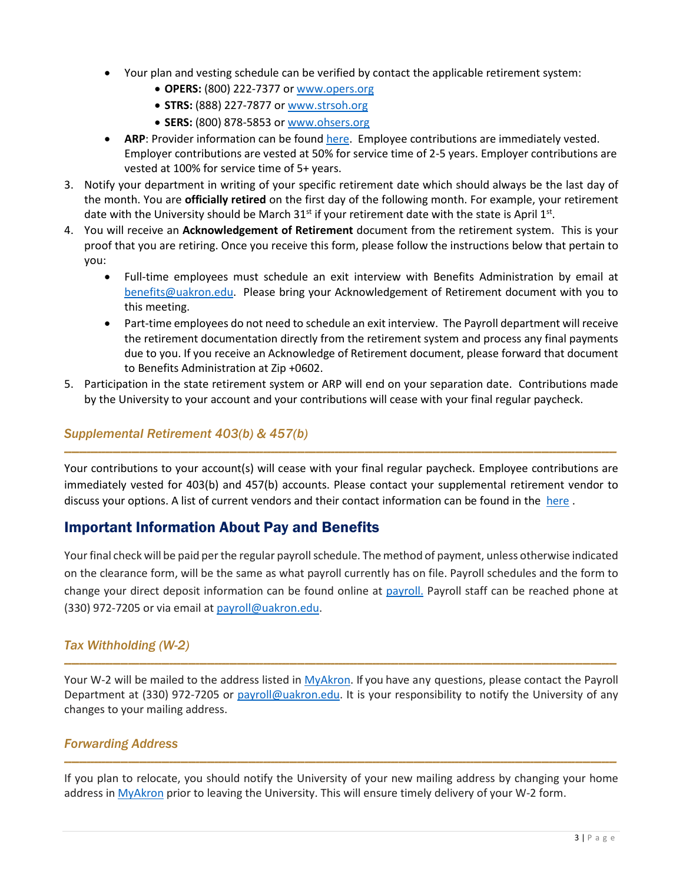- Your plan and vesting schedule can be verified by contact the applicable retirement system:
  - **OPERS:** (800) 222-7377 or [www.opers.org](www.opers.org)
  - **STRS:** (888) 227-7877 or [www.strsoh.org](www.strsoh.org)
  - **SERS:** (800) 878-5853 or [www.ohsers.org](www.ohsers.org)
- **ARP**: Provider information can be found here. Employee contributions are immediately vested. Employer contributions are vested at 50% for service time of 2-5 years. Employer contributions are vested at 100% for service time of 5+ years.

3. Notify your department in writing of your specific retirement date which should always be the last day of the month. You are **officially retired** on the first day of the following month. For example, your retirement date with the University should be March 31st if your retirement date with the state is April 1st.
4. You will receive an **Acknowledgement of Retirement** document from the retirement system. This is your proof that you are retiring. Once you receive this form, please follow the instructions below that pertain to you:
   - Full-time employees must schedule an exit interview with Benefits Administration by email at benefits@uakron.edu. Please bring your Acknowledgement of Retirement document with you to this meeting.
   - Part-time employees do not need to schedule an exit interview. The Payroll department will receive the retirement documentation directly from the retirement system and process any final payments due to you. If you receive an Acknowledge of Retirement document, please forward that document to Benefits Administration at Zip +0602.
5. Participation in the state retirement system or ARP will end on your separation date. Contributions made by the University to your account and your contributions will cease with your final regular paycheck.

### *Supplemental Retirement 403(b) & 457(b)*

Your contributions to your account(s) will cease with your final regular paycheck. Employee contributions are immediately vested for 403(b) and 457(b) accounts. Please contact your supplemental retirement vendor to discuss your options. A list of current vendors and their contact information can be found in the here .

## Important Information About Pay and Benefits

Your final check will be paid per the regular payroll schedule. The method of payment, unless otherwise indicated on the clearance form, will be the same as what payroll currently has on file. Payroll schedules and the form to change your direct deposit information can be found online at payroll. Payroll staff can be reached phone at (330) 972-7205 or via email at payroll@uakron.edu.

### *Tax Withholding (W-2)*

Your W-2 will be mailed to the address listed in MyAkron. If you have any questions, please contact the Payroll Department at (330) 972-7205 or payroll@uakron.edu. It is your responsibility to notify the University of any changes to your mailing address.

### *Forwarding Address*

If you plan to relocate, you should notify the University of your new mailing address by changing your home address in MyAkron prior to leaving the University. This will ensure timely delivery of your W-2 form.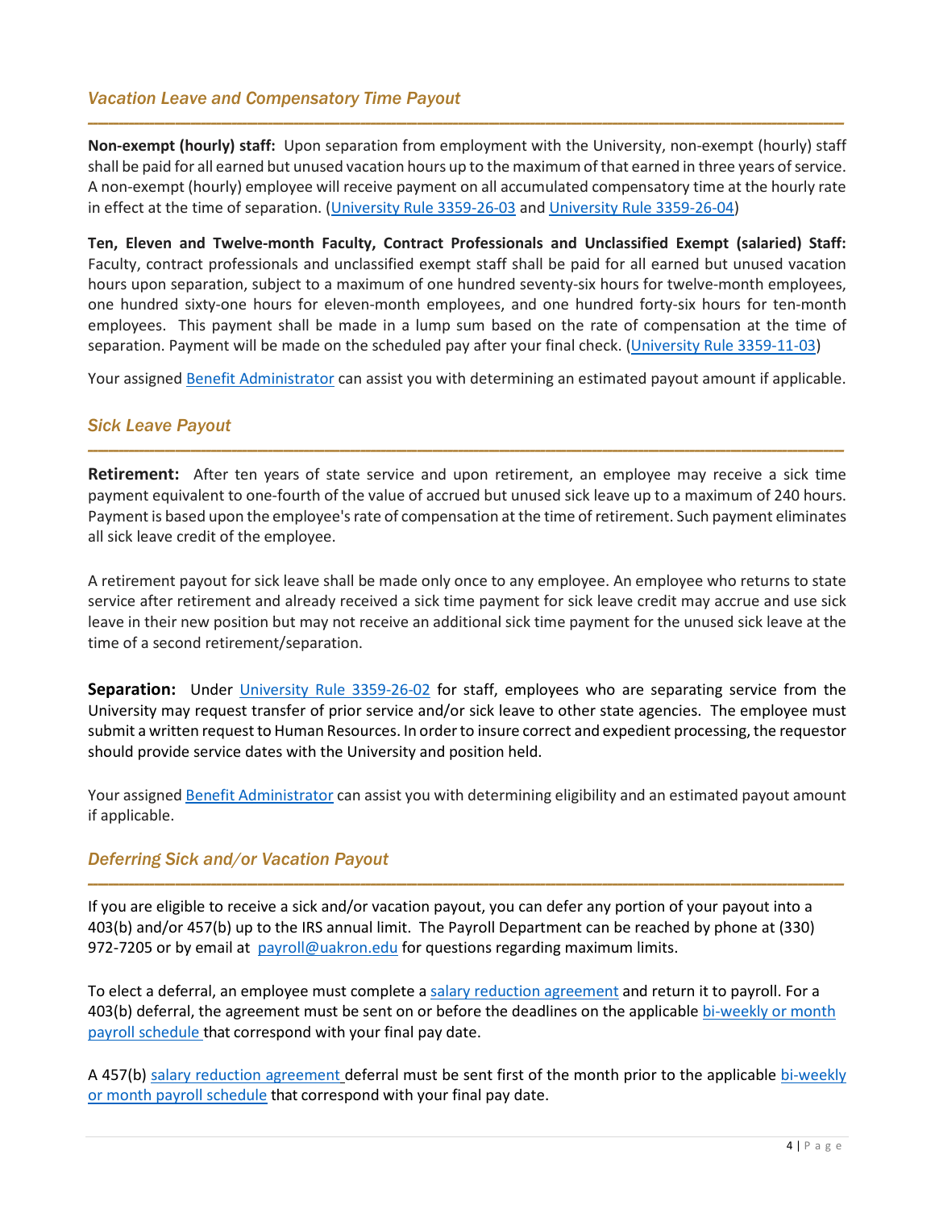## *Vacation Leave and Compensatory Time Payout*

**Non-exempt (hourly) staff:** Upon separation from employment with the University, non-exempt (hourly) staff shall be paid for all earned but unused vacation hours up to the maximum of that earned in three years of service. A non-exempt (hourly) employee will receive payment on all accumulated compensatory time at the hourly rate in effect at the time of separation. (University Rule 3359-26-03 and University Rule 3359-26-04)

**Ten, Eleven and Twelve-month Faculty, Contract Professionals and Unclassified Exempt (salaried) Staff:** Faculty, contract professionals and unclassified exempt staff shall be paid for all earned but unused vacation hours upon separation, subject to a maximum of one hundred seventy-six hours for twelve-month employees, one hundred sixty-one hours for eleven-month employees, and one hundred forty-six hours for ten-month employees. This payment shall be made in a lump sum based on the rate of compensation at the time of separation. Payment will be made on the scheduled pay after your final check. (University Rule 3359-11-03)

Your assigned Benefit Administrator can assist you with determining an estimated payout amount if applicable.

## *Sick Leave Payout*

**Retirement:** After ten years of state service and upon retirement, an employee may receive a sick time payment equivalent to one-fourth of the value of accrued but unused sick leave up to a maximum of 240 hours. Payment is based upon the employee's rate of compensation at the time of retirement. Such payment eliminates all sick leave credit of the employee.

A retirement payout for sick leave shall be made only once to any employee. An employee who returns to state service after retirement and already received a sick time payment for sick leave credit may accrue and use sick leave in their new position but may not receive an additional sick time payment for the unused sick leave at the time of a second retirement/separation.

**Separation:** Under University Rule 3359-26-02 for staff, employees who are separating service from the University may request transfer of prior service and/or sick leave to other state agencies. The employee must submit a written request to Human Resources. In order to insure correct and expedient processing, the requestor should provide service dates with the University and position held.

Your assigned Benefit Administrator can assist you with determining eligibility and an estimated payout amount if applicable.

## *Deferring Sick and/or Vacation Payout*

If you are eligible to receive a sick and/or vacation payout, you can defer any portion of your payout into a 403(b) and/or 457(b) up to the IRS annual limit. The Payroll Department can be reached by phone at (330) 972-7205 or by email at payroll@uakron.edu for questions regarding maximum limits.

To elect a deferral, an employee must complete a salary reduction agreement and return it to payroll. For a 403(b) deferral, the agreement must be sent on or before the deadlines on the applicable bi-weekly or month payroll schedule that correspond with your final pay date.

A 457(b) salary reduction agreement deferral must be sent first of the month prior to the applicable bi-weekly or month payroll schedule that correspond with your final pay date.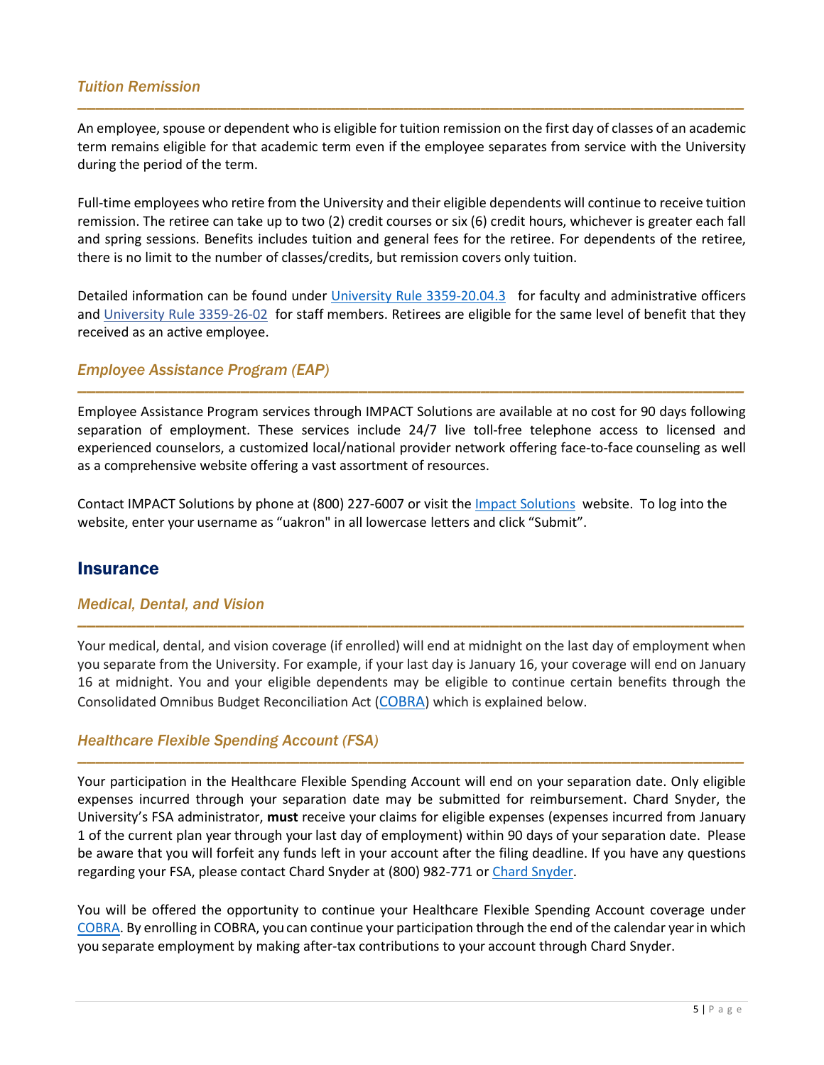### *Tuition Remission*

An employee, spouse or dependent who is eligible for tuition remission on the first day of classes of an academic term remains eligible for that academic term even if the employee separates from service with the University during the period of the term.

Full-time employees who retire from the University and their eligible dependents will continue to receive tuition remission. The retiree can take up to two (2) credit courses or six (6) credit hours, whichever is greater each fall and spring sessions. Benefits includes tuition and general fees for the retiree. For dependents of the retiree, there is no limit to the number of classes/credits, but remission covers only tuition.

Detailed information can be found under University Rule 3359-20.04.3 for faculty and administrative officers and University Rule 3359-26-02 for staff members. Retirees are eligible for the same level of benefit that they received as an active employee.

### *Employee Assistance Program (EAP)*

Employee Assistance Program services through IMPACT Solutions are available at no cost for 90 days following separation of employment. These services include 24/7 live toll-free telephone access to licensed and experienced counselors, a customized local/national provider network offering face-to-face counseling as well as a comprehensive website offering a vast assortment of resources.

Contact IMPACT Solutions by phone at (800) 227-6007 or visit the Impact Solutions website. To log into the website, enter your username as "uakron" in all lowercase letters and click "Submit".

## Insurance

### *Medical, Dental, and Vision*

Your medical, dental, and vision coverage (if enrolled) will end at midnight on the last day of employment when you separate from the University. For example, if your last day is January 16, your coverage will end on January 16 at midnight. You and your eligible dependents may be eligible to continue certain benefits through the Consolidated Omnibus Budget Reconciliation Act (COBRA) which is explained below.

### *Healthcare Flexible Spending Account (FSA)*

Your participation in the Healthcare Flexible Spending Account will end on your separation date. Only eligible expenses incurred through your separation date may be submitted for reimbursement. Chard Snyder, the University's FSA administrator, **must** receive your claims for eligible expenses (expenses incurred from January 1 of the current plan year through your last day of employment) within 90 days of your separation date. Please be aware that you will forfeit any funds left in your account after the filing deadline. If you have any questions regarding your FSA, please contact Chard Snyder at (800) 982-771 or Chard Snyder.

You will be offered the opportunity to continue your Healthcare Flexible Spending Account coverage under COBRA. By enrolling in COBRA, you can continue your participation through the end of the calendar year in which you separate employment by making after-tax contributions to your account through Chard Snyder.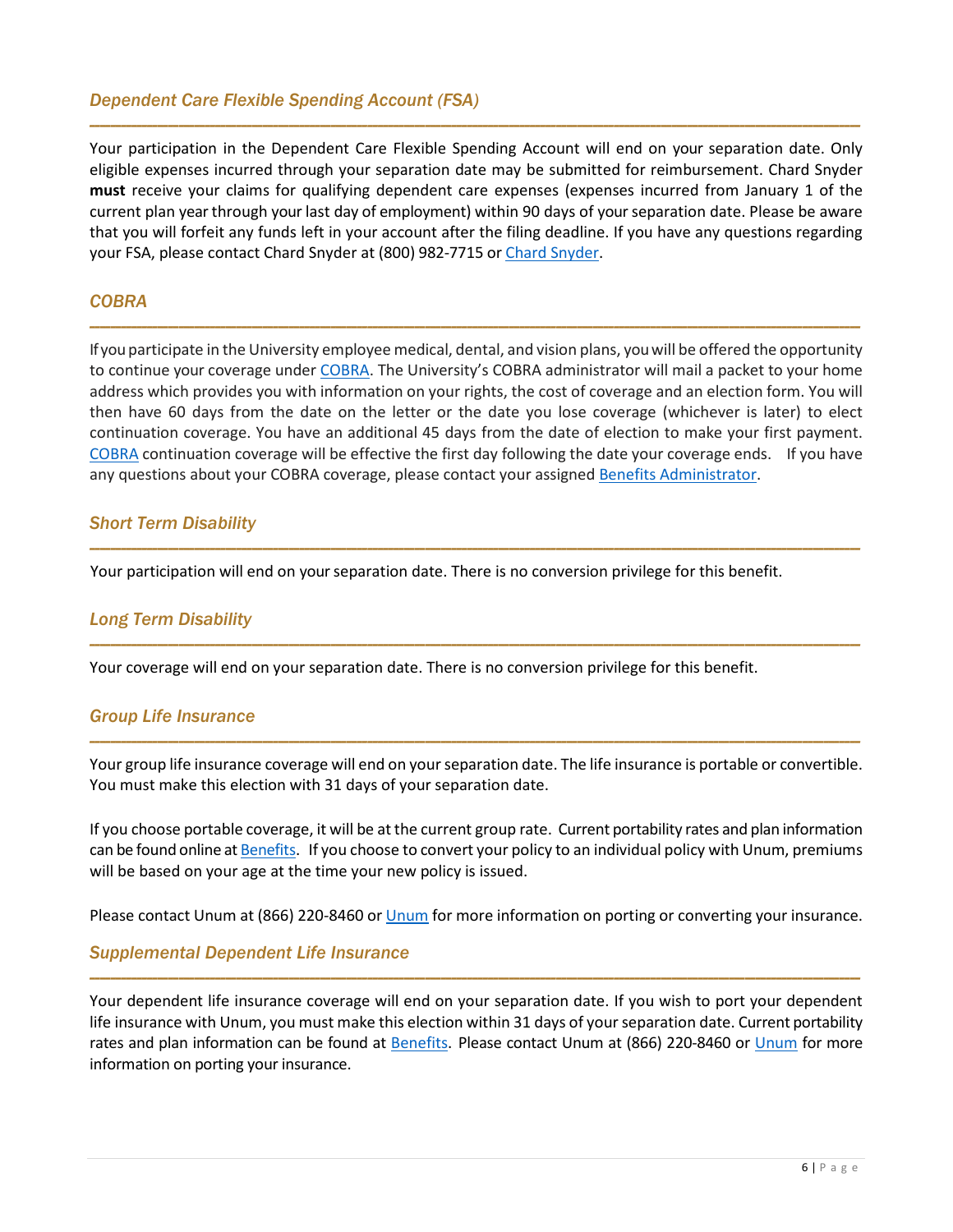### *Dependent Care Flexible Spending Account (FSA)*

Your participation in the Dependent Care Flexible Spending Account will end on your separation date. Only eligible expenses incurred through your separation date may be submitted for reimbursement. Chard Snyder **must** receive your claims for qualifying dependent care expenses (expenses incurred from January 1 of the current plan year through your last day of employment) within 90 days of your separation date. Please be aware that you will forfeit any funds left in your account after the filing deadline. If you have any questions regarding your FSA, please contact Chard Snyder at (800) 982-7715 or Chard Snyder.

### *COBRA*

If you participate in the University employee medical, dental, and vision plans, you will be offered the opportunity to continue your coverage under COBRA. The University's COBRA administrator will mail a packet to your home address which provides you with information on your rights, the cost of coverage and an election form. You will then have 60 days from the date on the letter or the date you lose coverage (whichever is later) to elect continuation coverage. You have an additional 45 days from the date of election to make your first payment. COBRA continuation coverage will be effective the first day following the date your coverage ends. If you have any questions about your COBRA coverage, please contact your assigned Benefits Administrator.

### *Short Term Disability*

Your participation will end on your separation date. There is no conversion privilege for this benefit.

### *Long Term Disability*

Your coverage will end on your separation date. There is no conversion privilege for this benefit.

### *Group Life Insurance*

Your group life insurance coverage will end on your separation date. The life insurance is portable or convertible. You must make this election with 31 days of your separation date.

If you choose portable coverage, it will be at the current group rate. Current portability rates and plan information can be found online at Benefits. If you choose to convert your policy to an individual policy with Unum, premiums will be based on your age at the time your new policy is issued.

Please contact Unum at (866) 220-8460 or Unum for more information on porting or converting your insurance.

### *Supplemental Dependent Life Insurance*

Your dependent life insurance coverage will end on your separation date. If you wish to port your dependent life insurance with Unum, you must make this election within 31 days of your separation date. Current portability rates and plan information can be found at Benefits. Please contact Unum at (866) 220-8460 or Unum for more information on porting your insurance.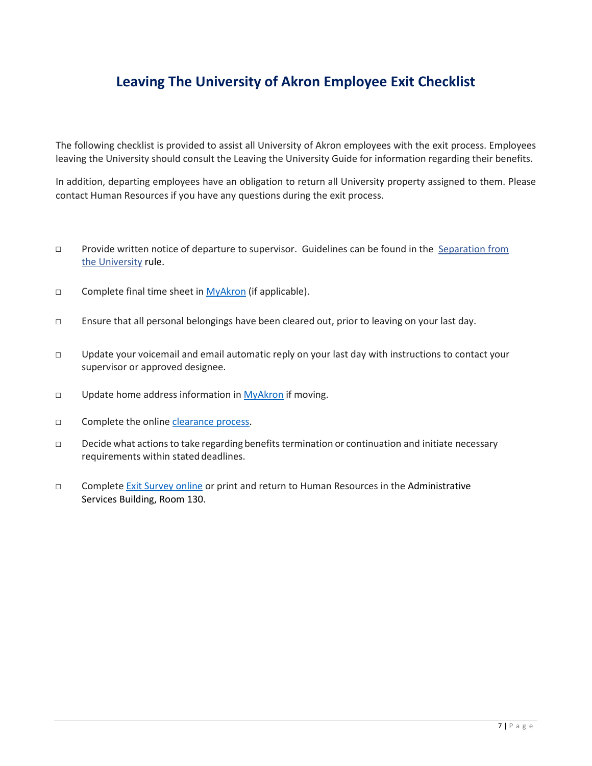# Leaving The University of Akron Employee Exit Checklist

The following checklist is provided to assist all University of Akron employees with the exit process. Employees leaving the University should consult the Leaving the University Guide for information regarding their benefits.

In addition, departing employees have an obligation to return all University property assigned to them. Please contact Human Resources if you have any questions during the exit process.

- ☐ Provide written notice of departure to supervisor. Guidelines can be found in the Separation from the University rule.
- ☐ Complete final time sheet in MyAkron (if applicable).
- ☐ Ensure that all personal belongings have been cleared out, prior to leaving on your last day.
- ☐ Update your voicemail and email automatic reply on your last day with instructions to contact your supervisor or approved designee.
- ☐ Update home address information in MyAkron if moving.
- ☐ Complete the online clearance process.
- ☐ Decide what actions to take regarding benefits termination or continuation and initiate necessary requirements within stated deadlines.
- ☐ Complete Exit Survey online or print and return to Human Resources in the Administrative Services Building, Room 130.